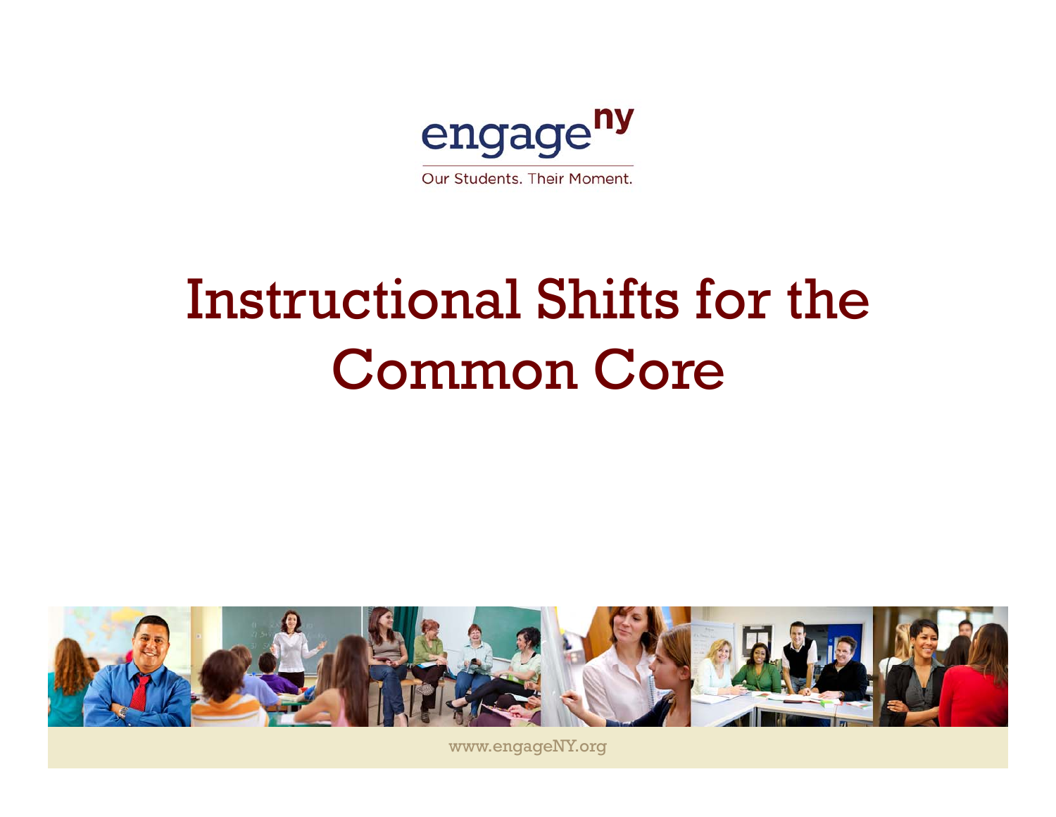engage^ny

Our Students. Their Moment.

# Instructional Shifts for the Common Core

www.engageNY.org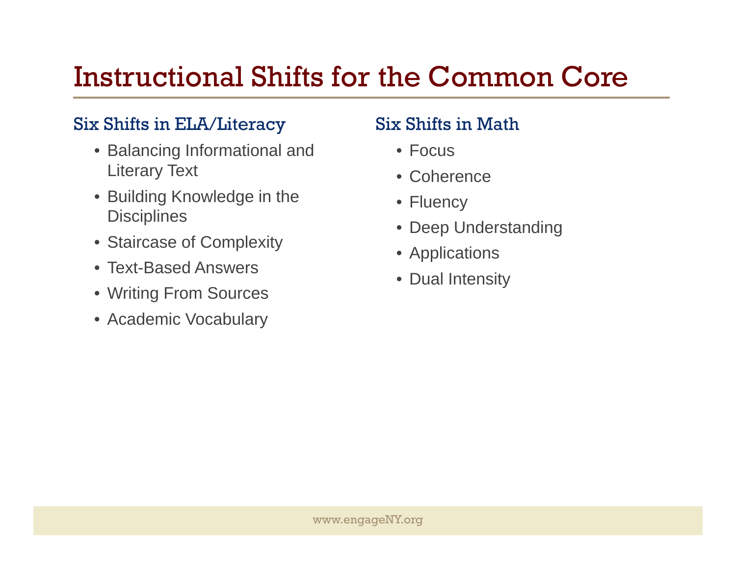# Instructional Shifts for the Common Core

## Six Shifts in ELA/Literacy

- Balancing Informational and Literary Text
- Building Knowledge in the Disciplines
- Staircase of Complexity
- Text-Based Answers
- Writing From Sources
- Academic Vocabulary

## Six Shifts in Math

- Focus
- Coherence
- Fluency
- Deep Understanding
- Applications
- Dual Intensity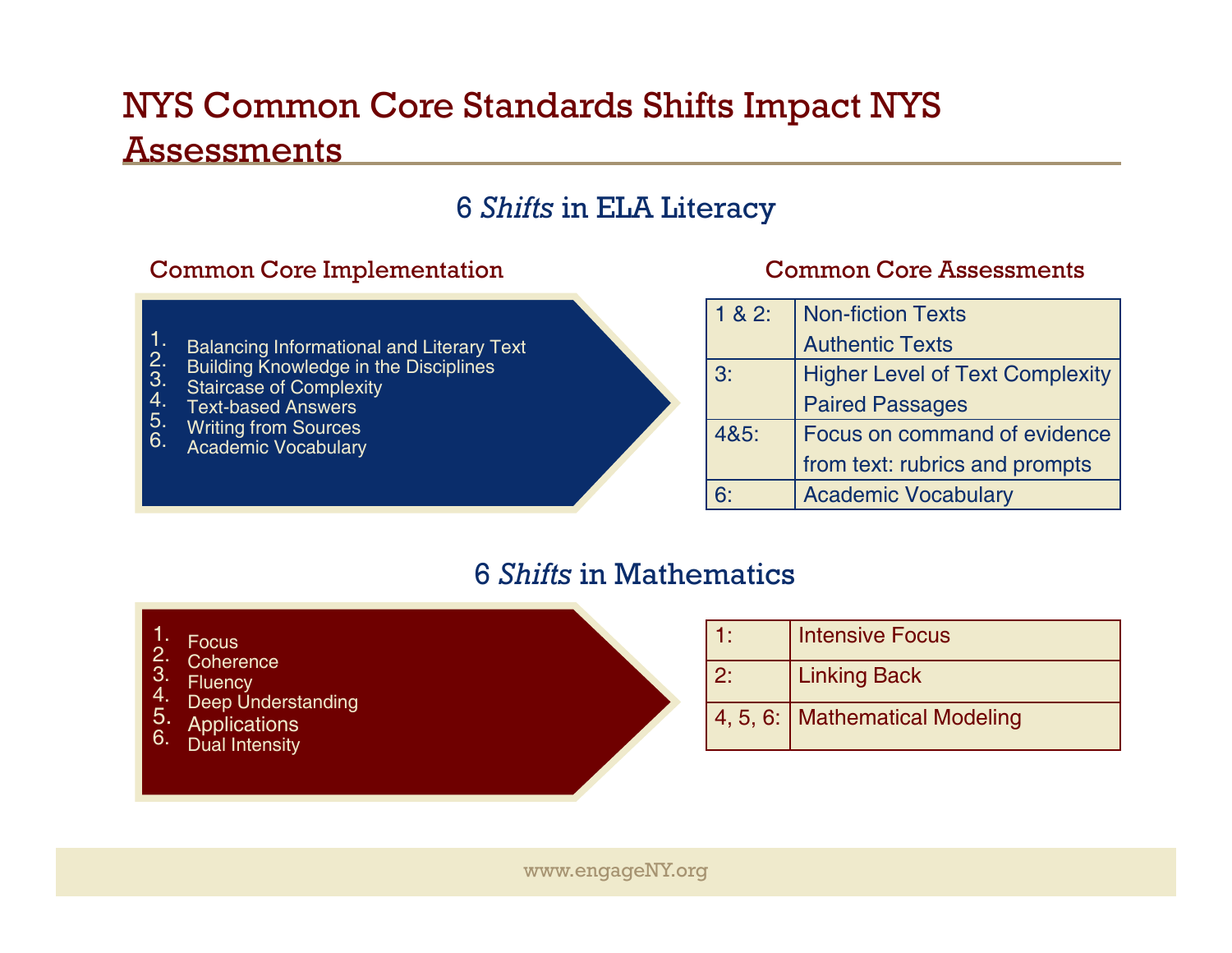# NYS Common Core Standards Shifts Impact NYS Assessments

## 6 *Shifts* in ELA Literacy

### Common Core Implementation

1. Balancing Informational and Literary Text
2. Building Knowledge in the Disciplines
3. Staircase of Complexity
4. Text-based Answers
5. Writing from Sources
6. Academic Vocabulary

### Common Core Assessments

| | |
|---|---|
| 1 & 2: | Non-fiction Texts<br>Authentic Texts |
| 3: | Higher Level of Text Complexity<br>Paired Passages |
| 4&5: | Focus on command of evidence from text: rubrics and prompts |
| 6: | Academic Vocabulary |

## 6 *Shifts* in Mathematics

1. Focus
2. Coherence
3. Fluency
4. Deep Understanding
5. Applications
6. Dual Intensity

| | |
|---|---|
| 1: | Intensive Focus |
| 2: | Linking Back |
| 4, 5, 6: | Mathematical Modeling |

www.engageNY.org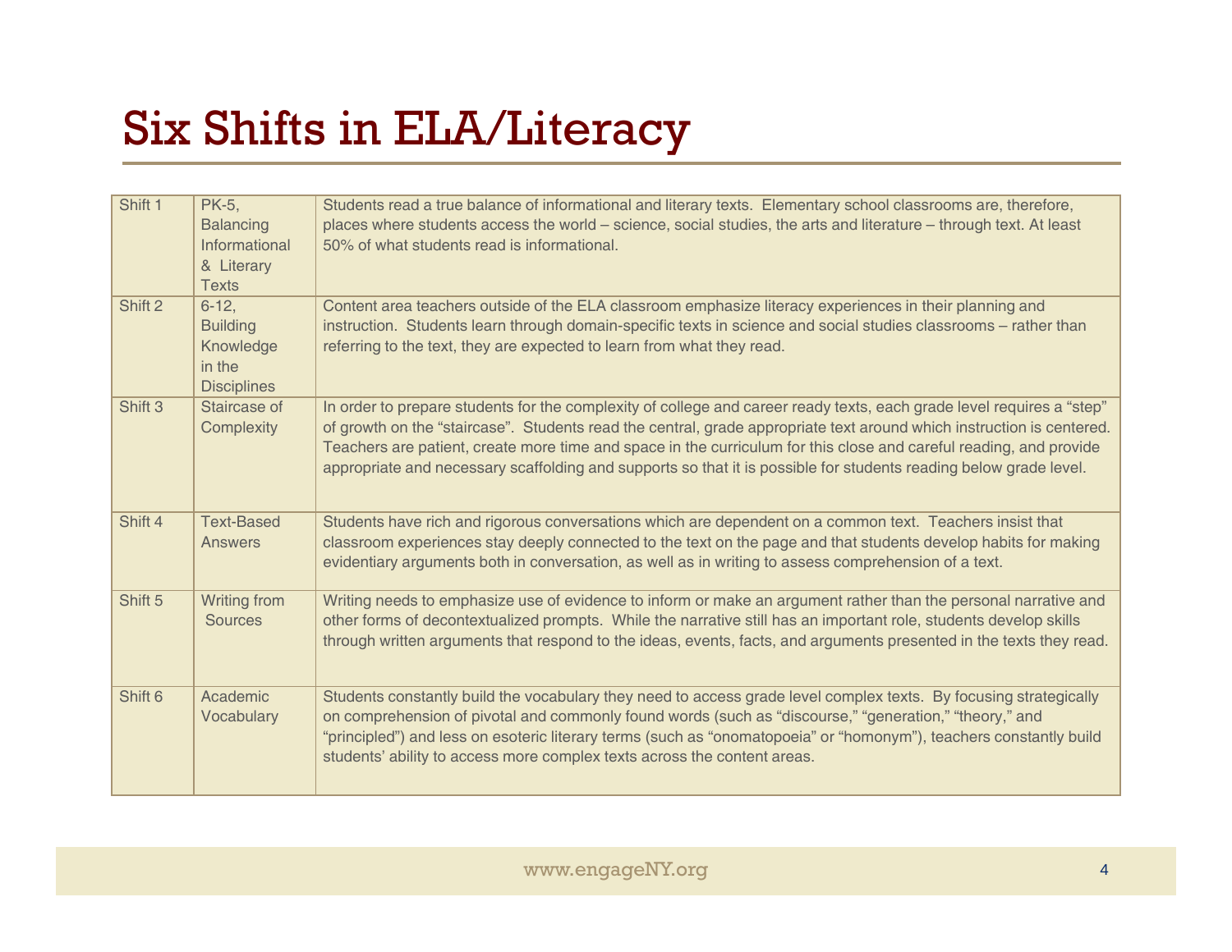# Six Shifts in ELA/Literacy

| | | |
|---|---|---|
| Shift 1 | PK-5, Balancing Informational & Literary Texts | Students read a true balance of informational and literary texts. Elementary school classrooms are, therefore, places where students access the world – science, social studies, the arts and literature – through text. At least 50% of what students read is informational. |
| Shift 2 | 6-12, Building Knowledge in the Disciplines | Content area teachers outside of the ELA classroom emphasize literacy experiences in their planning and instruction. Students learn through domain-specific texts in science and social studies classrooms – rather than referring to the text, they are expected to learn from what they read. |
| Shift 3 | Staircase of Complexity | In order to prepare students for the complexity of college and career ready texts, each grade level requires a "step" of growth on the "staircase". Students read the central, grade appropriate text around which instruction is centered. Teachers are patient, create more time and space in the curriculum for this close and careful reading, and provide appropriate and necessary scaffolding and supports so that it is possible for students reading below grade level. |
| Shift 4 | Text-Based Answers | Students have rich and rigorous conversations which are dependent on a common text. Teachers insist that classroom experiences stay deeply connected to the text on the page and that students develop habits for making evidentiary arguments both in conversation, as well as in writing to assess comprehension of a text. |
| Shift 5 | Writing from Sources | Writing needs to emphasize use of evidence to inform or make an argument rather than the personal narrative and other forms of decontextualized prompts. While the narrative still has an important role, students develop skills through written arguments that respond to the ideas, events, facts, and arguments presented in the texts they read. |
| Shift 6 | Academic Vocabulary | Students constantly build the vocabulary they need to access grade level complex texts. By focusing strategically on comprehension of pivotal and commonly found words (such as "discourse," "generation," "theory," and "principled") and less on esoteric literary terms (such as "onomatopoeia" or "homonym"), teachers constantly build students' ability to access more complex texts across the content areas. |

www.engageNY.org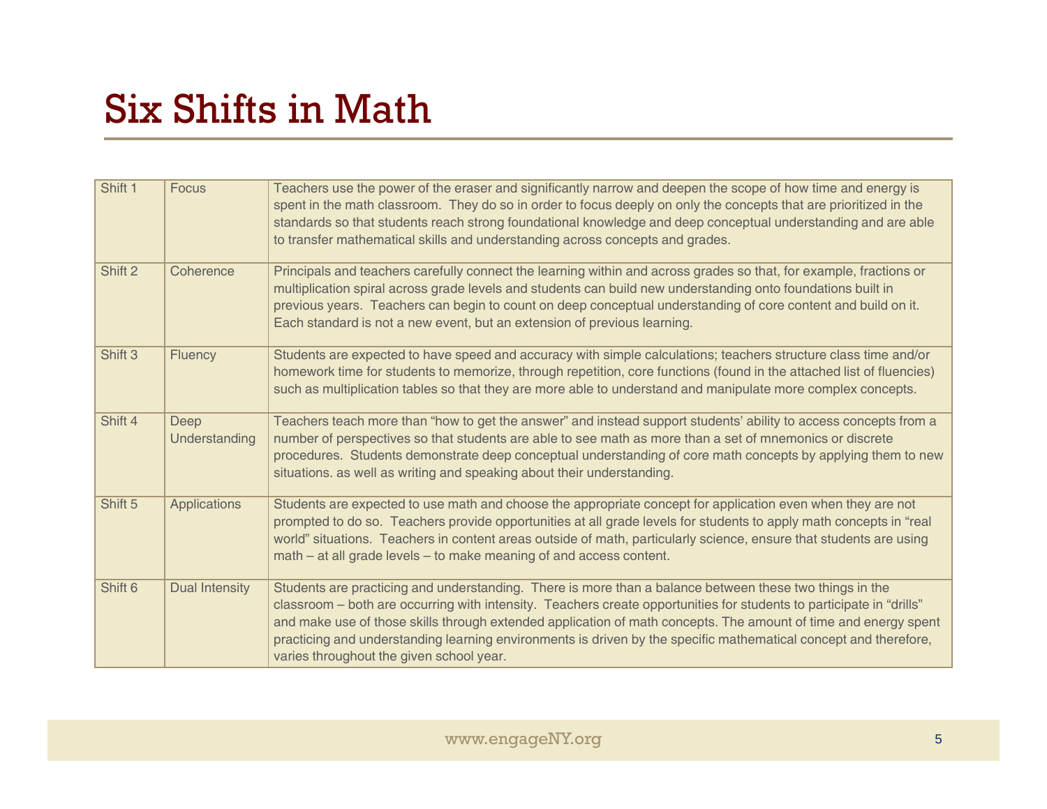# Six Shifts in Math

| | | |
|---|---|---|
| Shift 1 | Focus | Teachers use the power of the eraser and significantly narrow and deepen the scope of how time and energy is spent in the math classroom. They do so in order to focus deeply on only the concepts that are prioritized in the standards so that students reach strong foundational knowledge and deep conceptual understanding and are able to transfer mathematical skills and understanding across concepts and grades. |
| Shift 2 | Coherence | Principals and teachers carefully connect the learning within and across grades so that, for example, fractions or multiplication spiral across grade levels and students can build new understanding onto foundations built in previous years. Teachers can begin to count on deep conceptual understanding of core content and build on it. Each standard is not a new event, but an extension of previous learning. |
| Shift 3 | Fluency | Students are expected to have speed and accuracy with simple calculations; teachers structure class time and/or homework time for students to memorize, through repetition, core functions (found in the attached list of fluencies) such as multiplication tables so that they are more able to understand and manipulate more complex concepts. |
| Shift 4 | Deep Understanding | Teachers teach more than "how to get the answer" and instead support students' ability to access concepts from a number of perspectives so that students are able to see math as more than a set of mnemonics or discrete procedures. Students demonstrate deep conceptual understanding of core math concepts by applying them to new situations. as well as writing and speaking about their understanding. |
| Shift 5 | Applications | Students are expected to use math and choose the appropriate concept for application even when they are not prompted to do so. Teachers provide opportunities at all grade levels for students to apply math concepts in "real world" situations. Teachers in content areas outside of math, particularly science, ensure that students are using math – at all grade levels – to make meaning of and access content. |
| Shift 6 | Dual Intensity | Students are practicing and understanding. There is more than a balance between these two things in the classroom – both are occurring with intensity. Teachers create opportunities for students to participate in "drills" and make use of those skills through extended application of math concepts. The amount of time and energy spent practicing and understanding learning environments is driven by the specific mathematical concept and therefore, varies throughout the given school year. |

www.engageNY.org